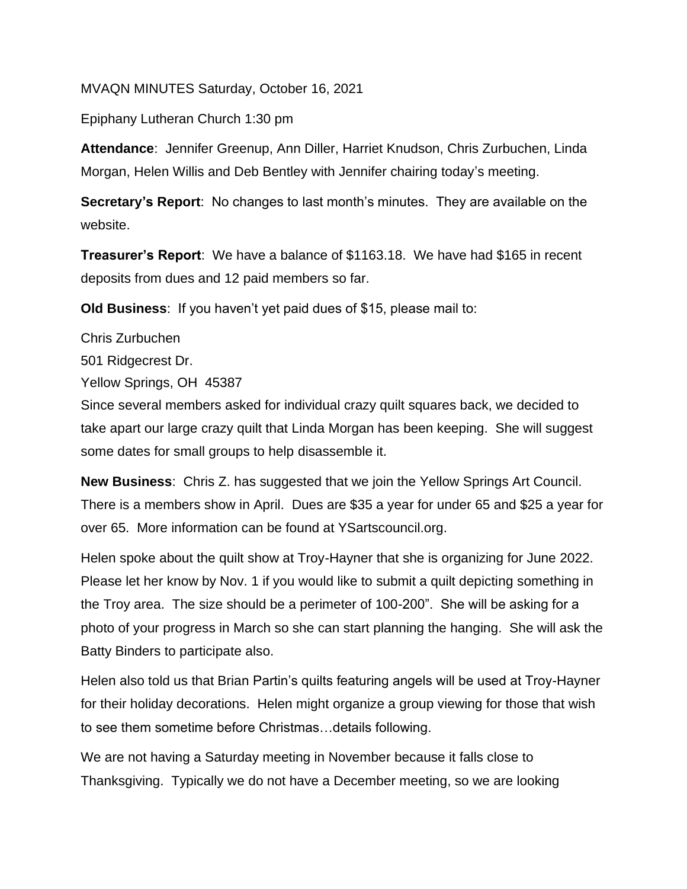MVAQN MINUTES Saturday, October 16, 2021

Epiphany Lutheran Church 1:30 pm

**Attendance**: Jennifer Greenup, Ann Diller, Harriet Knudson, Chris Zurbuchen, Linda Morgan, Helen Willis and Deb Bentley with Jennifer chairing today's meeting.

**Secretary's Report**: No changes to last month's minutes. They are available on the website.

**Treasurer's Report**: We have a balance of $1163.18. We have had $165 in recent deposits from dues and 12 paid members so far.

**Old Business**: If you haven't yet paid dues of $15, please mail to:

Chris Zurbuchen
501 Ridgecrest Dr.
Yellow Springs, OH 45387

Since several members asked for individual crazy quilt squares back, we decided to take apart our large crazy quilt that Linda Morgan has been keeping. She will suggest some dates for small groups to help disassemble it.

**New Business**: Chris Z. has suggested that we join the Yellow Springs Art Council. There is a members show in April. Dues are $35 a year for under 65 and $25 a year for over 65. More information can be found at YSartscouncil.org.

Helen spoke about the quilt show at Troy-Hayner that she is organizing for June 2022. Please let her know by Nov. 1 if you would like to submit a quilt depicting something in the Troy area. The size should be a perimeter of 100-200". She will be asking for a photo of your progress in March so she can start planning the hanging. She will ask the Batty Binders to participate also.

Helen also told us that Brian Partin's quilts featuring angels will be used at Troy-Hayner for their holiday decorations. Helen might organize a group viewing for those that wish to see them sometime before Christmas…details following.

We are not having a Saturday meeting in November because it falls close to Thanksgiving. Typically we do not have a December meeting, so we are looking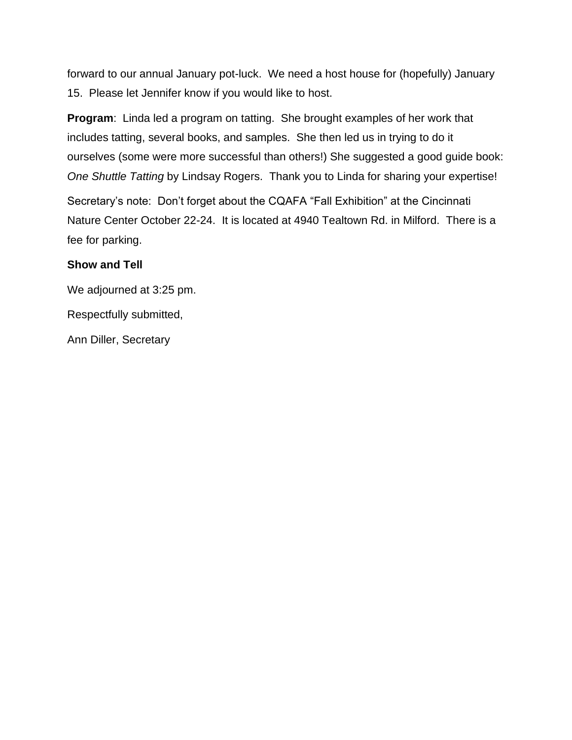forward to our annual January pot-luck. We need a host house for (hopefully) January 15. Please let Jennifer know if you would like to host.

**Program**: Linda led a program on tatting. She brought examples of her work that includes tatting, several books, and samples. She then led us in trying to do it ourselves (some were more successful than others!) She suggested a good guide book: *One Shuttle Tatting* by Lindsay Rogers. Thank you to Linda for sharing your expertise!

Secretary's note: Don't forget about the CQAFA "Fall Exhibition" at the Cincinnati Nature Center October 22-24. It is located at 4940 Tealtown Rd. in Milford. There is a fee for parking.

**Show and Tell**

We adjourned at 3:25 pm.

Respectfully submitted,

Ann Diller, Secretary